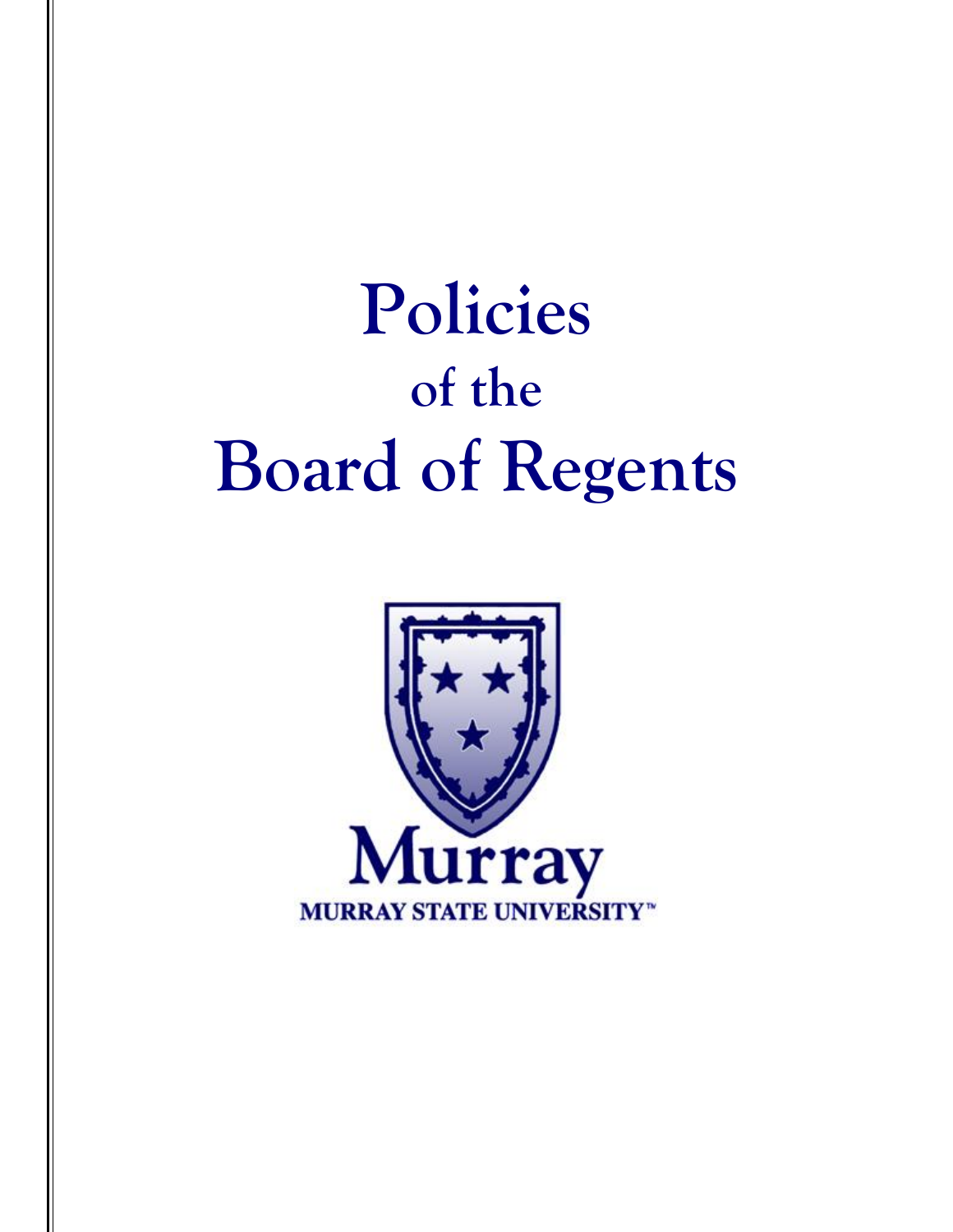# Policies
## of the
# Board of Regents

Murray

MURRAY STATE UNIVERSITY™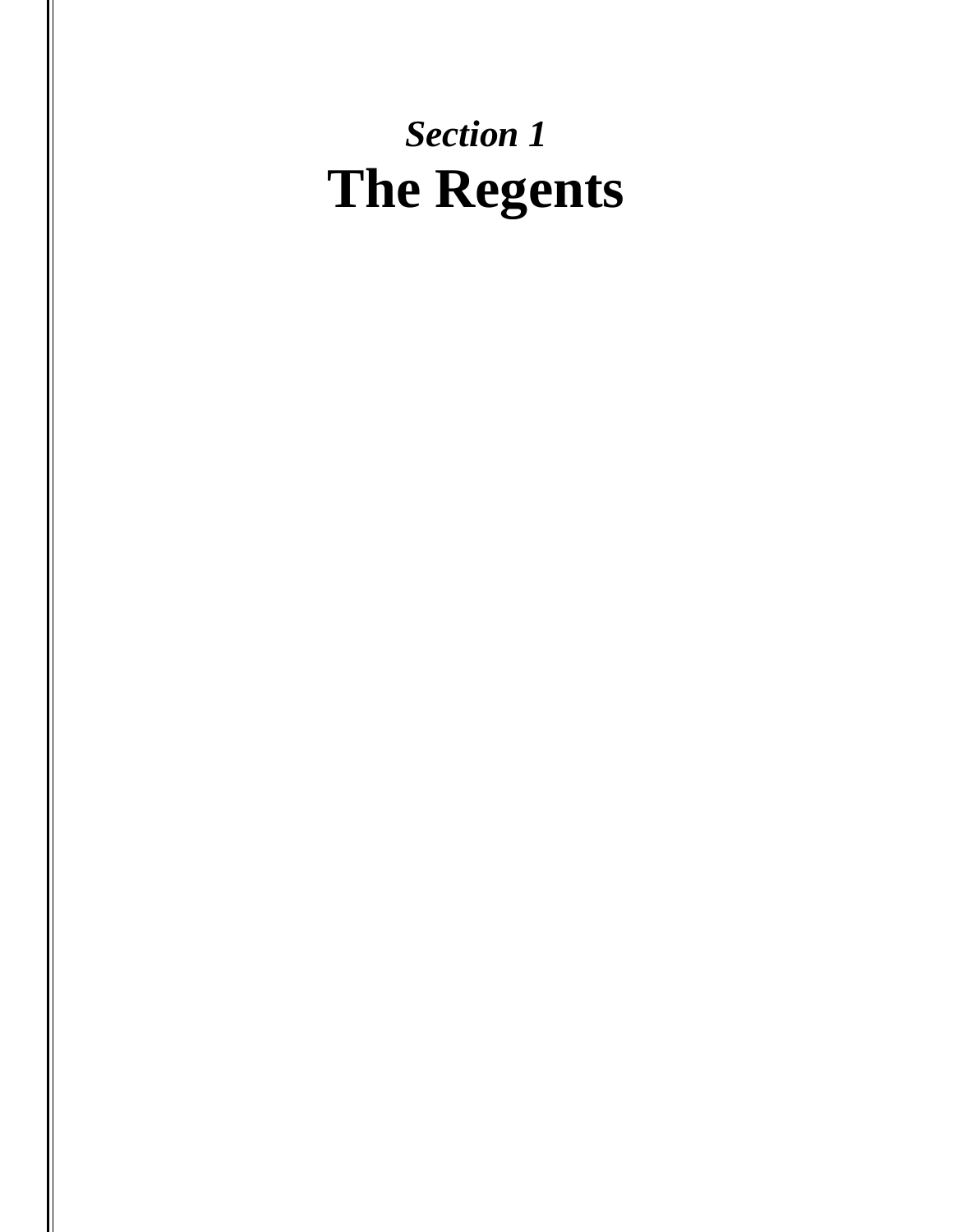*Section 1*

# The Regents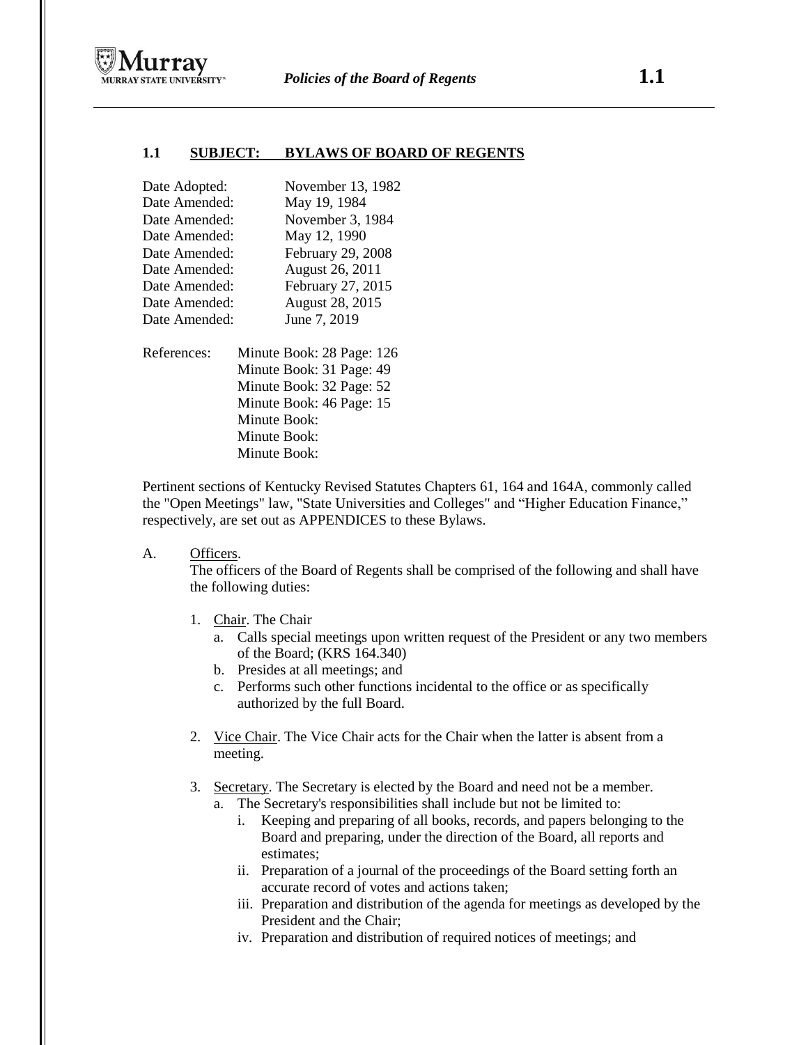## 1.1 SUBJECT: BYLAWS OF BOARD OF REGENTS

| | |
|---|---|
| Date Adopted: | November 13, 1982 |
| Date Amended: | May 19, 1984 |
| Date Amended: | November 3, 1984 |
| Date Amended: | May 12, 1990 |
| Date Amended: | February 29, 2008 |
| Date Amended: | August 26, 2011 |
| Date Amended: | February 27, 2015 |
| Date Amended: | August 28, 2015 |
| Date Amended: | June 7, 2019 |

References: Minute Book: 28 Page: 126
Minute Book: 31 Page: 49
Minute Book: 32 Page: 52
Minute Book: 46 Page: 15
Minute Book:
Minute Book:
Minute Book:

Pertinent sections of Kentucky Revised Statutes Chapters 61, 164 and 164A, commonly called the "Open Meetings" law, "State Universities and Colleges" and "Higher Education Finance," respectively, are set out as APPENDICES to these Bylaws.

A. Officers.

The officers of the Board of Regents shall be comprised of the following and shall have the following duties:

1. Chair. The Chair
   a. Calls special meetings upon written request of the President or any two members of the Board; (KRS 164.340)
   b. Presides at all meetings; and
   c. Performs such other functions incidental to the office or as specifically authorized by the full Board.

2. Vice Chair. The Vice Chair acts for the Chair when the latter is absent from a meeting.

3. Secretary. The Secretary is elected by the Board and need not be a member.
   a. The Secretary's responsibilities shall include but not be limited to:
      i. Keeping and preparing of all books, records, and papers belonging to the Board and preparing, under the direction of the Board, all reports and estimates;
      ii. Preparation of a journal of the proceedings of the Board setting forth an accurate record of votes and actions taken;
      iii. Preparation and distribution of the agenda for meetings as developed by the President and the Chair;
      iv. Preparation and distribution of required notices of meetings; and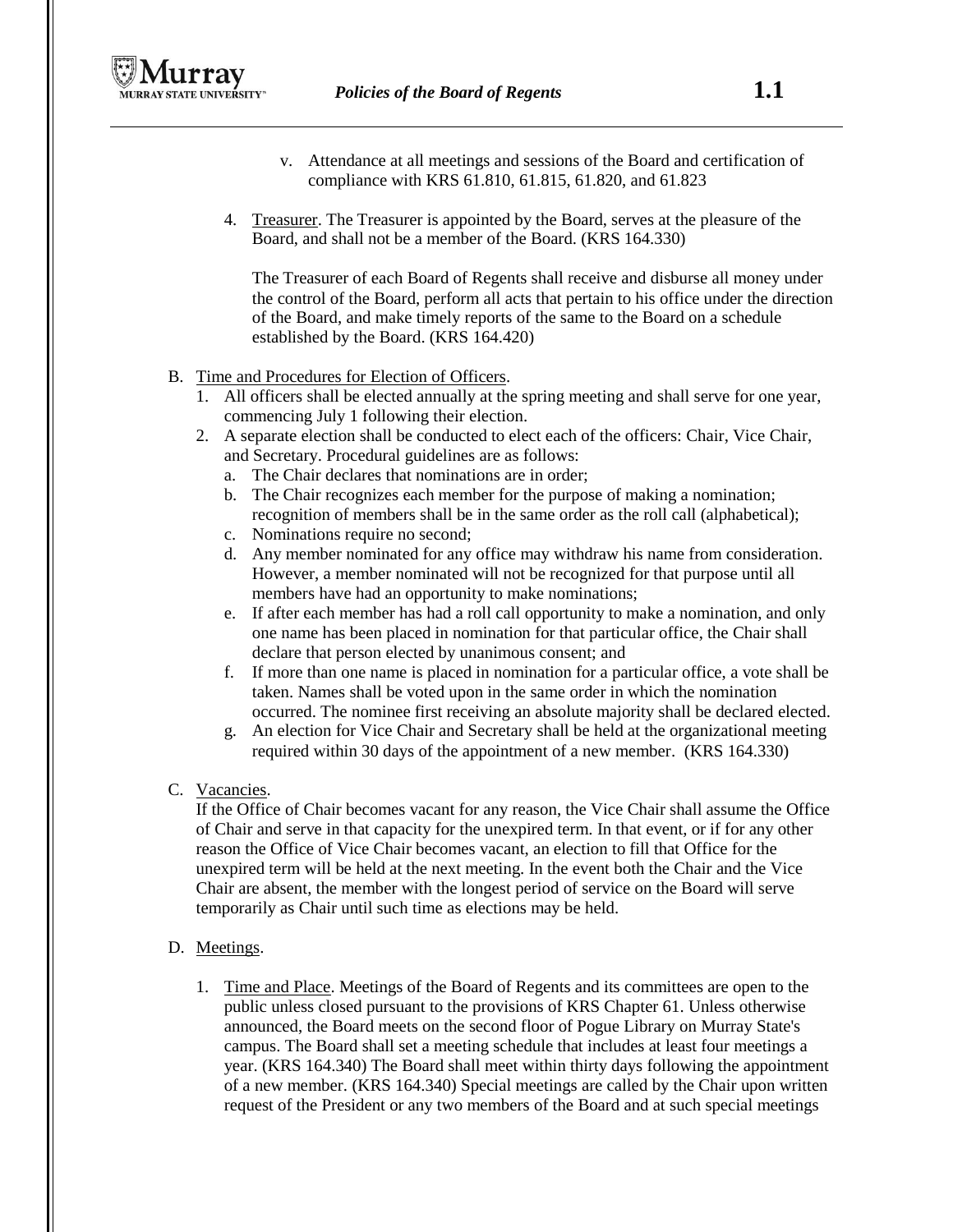v. Attendance at all meetings and sessions of the Board and certification of compliance with KRS 61.810, 61.815, 61.820, and 61.823

4. Treasurer. The Treasurer is appointed by the Board, serves at the pleasure of the Board, and shall not be a member of the Board. (KRS 164.330)

   The Treasurer of each Board of Regents shall receive and disburse all money under the control of the Board, perform all acts that pertain to his office under the direction of the Board, and make timely reports of the same to the Board on a schedule established by the Board. (KRS 164.420)

B. Time and Procedures for Election of Officers.
   1. All officers shall be elected annually at the spring meeting and shall serve for one year, commencing July 1 following their election.
   2. A separate election shall be conducted to elect each of the officers: Chair, Vice Chair, and Secretary. Procedural guidelines are as follows:
      a. The Chair declares that nominations are in order;
      b. The Chair recognizes each member for the purpose of making a nomination; recognition of members shall be in the same order as the roll call (alphabetical);
      c. Nominations require no second;
      d. Any member nominated for any office may withdraw his name from consideration. However, a member nominated will not be recognized for that purpose until all members have had an opportunity to make nominations;
      e. If after each member has had a roll call opportunity to make a nomination, and only one name has been placed in nomination for that particular office, the Chair shall declare that person elected by unanimous consent; and
      f. If more than one name is placed in nomination for a particular office, a vote shall be taken. Names shall be voted upon in the same order in which the nomination occurred. The nominee first receiving an absolute majority shall be declared elected.
      g. An election for Vice Chair and Secretary shall be held at the organizational meeting required within 30 days of the appointment of a new member. (KRS 164.330)

C. Vacancies.
   If the Office of Chair becomes vacant for any reason, the Vice Chair shall assume the Office of Chair and serve in that capacity for the unexpired term. In that event, or if for any other reason the Office of Vice Chair becomes vacant, an election to fill that Office for the unexpired term will be held at the next meeting. In the event both the Chair and the Vice Chair are absent, the member with the longest period of service on the Board will serve temporarily as Chair until such time as elections may be held.

D. Meetings.

   1. Time and Place. Meetings of the Board of Regents and its committees are open to the public unless closed pursuant to the provisions of KRS Chapter 61. Unless otherwise announced, the Board meets on the second floor of Pogue Library on Murray State's campus. The Board shall set a meeting schedule that includes at least four meetings a year. (KRS 164.340) The Board shall meet within thirty days following the appointment of a new member. (KRS 164.340) Special meetings are called by the Chair upon written request of the President or any two members of the Board and at such special meetings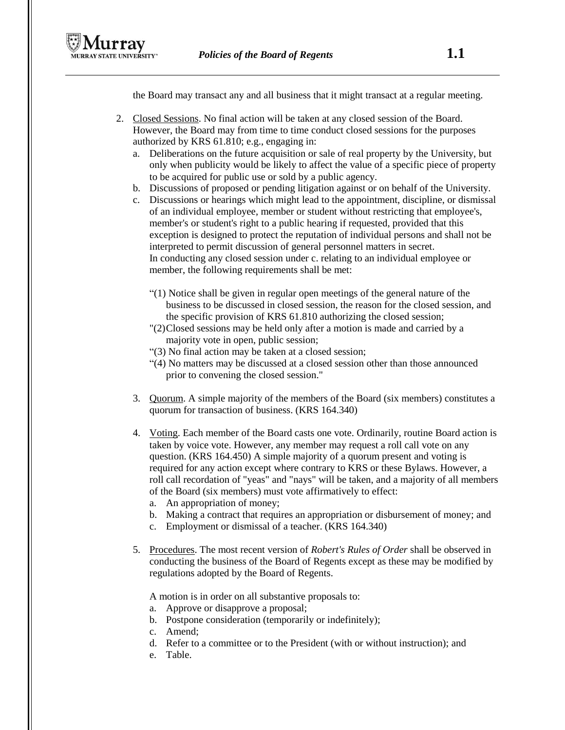the Board may transact any and all business that it might transact at a regular meeting.

2. <u>Closed Sessions</u>. No final action will be taken at any closed session of the Board. However, the Board may from time to time conduct closed sessions for the purposes authorized by KRS 61.810; e.g., engaging in:
   a. Deliberations on the future acquisition or sale of real property by the University, but only when publicity would be likely to affect the value of a specific piece of property to be acquired for public use or sold by a public agency.
   b. Discussions of proposed or pending litigation against or on behalf of the University.
   c. Discussions or hearings which might lead to the appointment, discipline, or dismissal of an individual employee, member or student without restricting that employee's, member's or student's right to a public hearing if requested, provided that this exception is designed to protect the reputation of individual persons and shall not be interpreted to permit discussion of general personnel matters in secret.
   In conducting any closed session under c. relating to an individual employee or member, the following requirements shall be met:

   "(1) Notice shall be given in regular open meetings of the general nature of the business to be discussed in closed session, the reason for the closed session, and the specific provision of KRS 61.810 authorizing the closed session;
   "(2) Closed sessions may be held only after a motion is made and carried by a majority vote in open, public session;
   "(3) No final action may be taken at a closed session;
   "(4) No matters may be discussed at a closed session other than those announced prior to convening the closed session."

3. <u>Quorum</u>. A simple majority of the members of the Board (six members) constitutes a quorum for transaction of business. (KRS 164.340)

4. <u>Voting</u>. Each member of the Board casts one vote. Ordinarily, routine Board action is taken by voice vote. However, any member may request a roll call vote on any question. (KRS 164.450) A simple majority of a quorum present and voting is required for any action except where contrary to KRS or these Bylaws. However, a roll call recordation of "yeas" and "nays" will be taken, and a majority of all members of the Board (six members) must vote affirmatively to effect:
   a. An appropriation of money;
   b. Making a contract that requires an appropriation or disbursement of money; and
   c. Employment or dismissal of a teacher. (KRS 164.340)

5. <u>Procedures</u>. The most recent version of *Robert's Rules of Order* shall be observed in conducting the business of the Board of Regents except as these may be modified by regulations adopted by the Board of Regents.

   A motion is in order on all substantive proposals to:
   a. Approve or disapprove a proposal;
   b. Postpone consideration (temporarily or indefinitely);
   c. Amend;
   d. Refer to a committee or to the President (with or without instruction); and
   e. Table.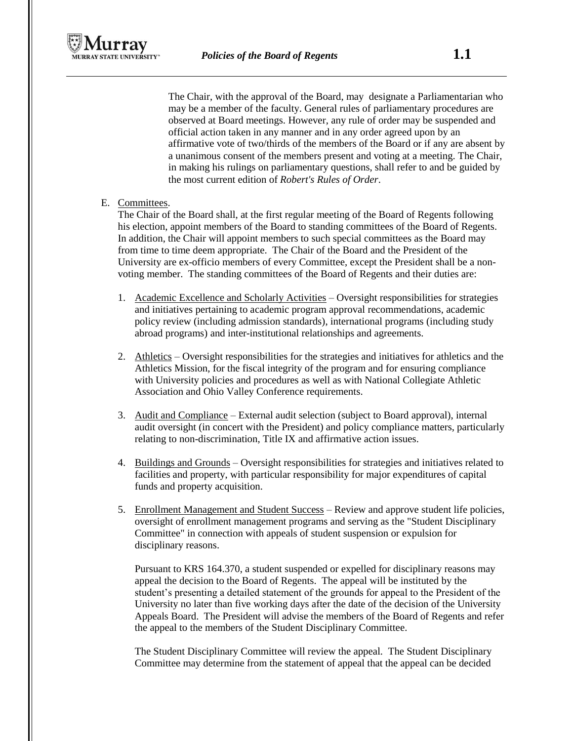The Chair, with the approval of the Board, may designate a Parliamentarian who may be a member of the faculty. General rules of parliamentary procedures are observed at Board meetings. However, any rule of order may be suspended and official action taken in any manner and in any order agreed upon by an affirmative vote of two/thirds of the members of the Board or if any are absent by a unanimous consent of the members present and voting at a meeting. The Chair, in making his rulings on parliamentary questions, shall refer to and be guided by the most current edition of *Robert's Rules of Order*.

E. Committees.

The Chair of the Board shall, at the first regular meeting of the Board of Regents following his election, appoint members of the Board to standing committees of the Board of Regents. In addition, the Chair will appoint members to such special committees as the Board may from time to time deem appropriate. The Chair of the Board and the President of the University are ex-officio members of every Committee, except the President shall be a non-voting member. The standing committees of the Board of Regents and their duties are:

1. Academic Excellence and Scholarly Activities – Oversight responsibilities for strategies and initiatives pertaining to academic program approval recommendations, academic policy review (including admission standards), international programs (including study abroad programs) and inter-institutional relationships and agreements.

2. Athletics – Oversight responsibilities for the strategies and initiatives for athletics and the Athletics Mission, for the fiscal integrity of the program and for ensuring compliance with University policies and procedures as well as with National Collegiate Athletic Association and Ohio Valley Conference requirements.

3. Audit and Compliance – External audit selection (subject to Board approval), internal audit oversight (in concert with the President) and policy compliance matters, particularly relating to non-discrimination, Title IX and affirmative action issues.

4. Buildings and Grounds – Oversight responsibilities for strategies and initiatives related to facilities and property, with particular responsibility for major expenditures of capital funds and property acquisition.

5. Enrollment Management and Student Success – Review and approve student life policies, oversight of enrollment management programs and serving as the "Student Disciplinary Committee" in connection with appeals of student suspension or expulsion for disciplinary reasons.

   Pursuant to KRS 164.370, a student suspended or expelled for disciplinary reasons may appeal the decision to the Board of Regents. The appeal will be instituted by the student's presenting a detailed statement of the grounds for appeal to the President of the University no later than five working days after the date of the decision of the University Appeals Board. The President will advise the members of the Board of Regents and refer the appeal to the members of the Student Disciplinary Committee.

   The Student Disciplinary Committee will review the appeal. The Student Disciplinary Committee may determine from the statement of appeal that the appeal can be decided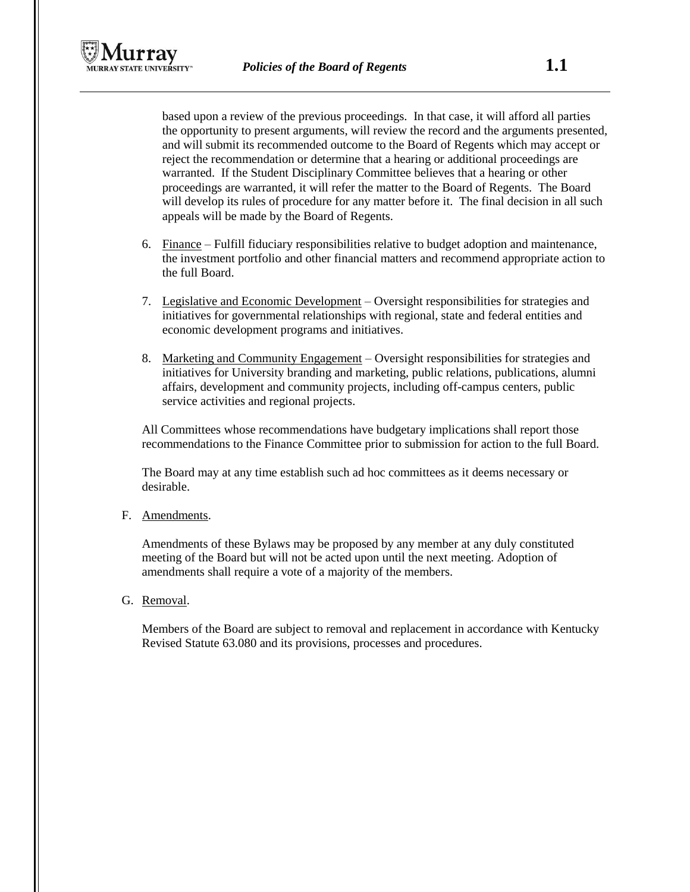based upon a review of the previous proceedings. In that case, it will afford all parties the opportunity to present arguments, will review the record and the arguments presented, and will submit its recommended outcome to the Board of Regents which may accept or reject the recommendation or determine that a hearing or additional proceedings are warranted. If the Student Disciplinary Committee believes that a hearing or other proceedings are warranted, it will refer the matter to the Board of Regents. The Board will develop its rules of procedure for any matter before it. The final decision in all such appeals will be made by the Board of Regents.

6. Finance – Fulfill fiduciary responsibilities relative to budget adoption and maintenance, the investment portfolio and other financial matters and recommend appropriate action to the full Board.

7. Legislative and Economic Development – Oversight responsibilities for strategies and initiatives for governmental relationships with regional, state and federal entities and economic development programs and initiatives.

8. Marketing and Community Engagement – Oversight responsibilities for strategies and initiatives for University branding and marketing, public relations, publications, alumni affairs, development and community projects, including off-campus centers, public service activities and regional projects.

All Committees whose recommendations have budgetary implications shall report those recommendations to the Finance Committee prior to submission for action to the full Board.

The Board may at any time establish such ad hoc committees as it deems necessary or desirable.

F. Amendments.

Amendments of these Bylaws may be proposed by any member at any duly constituted meeting of the Board but will not be acted upon until the next meeting. Adoption of amendments shall require a vote of a majority of the members.

G. Removal.

Members of the Board are subject to removal and replacement in accordance with Kentucky Revised Statute 63.080 and its provisions, processes and procedures.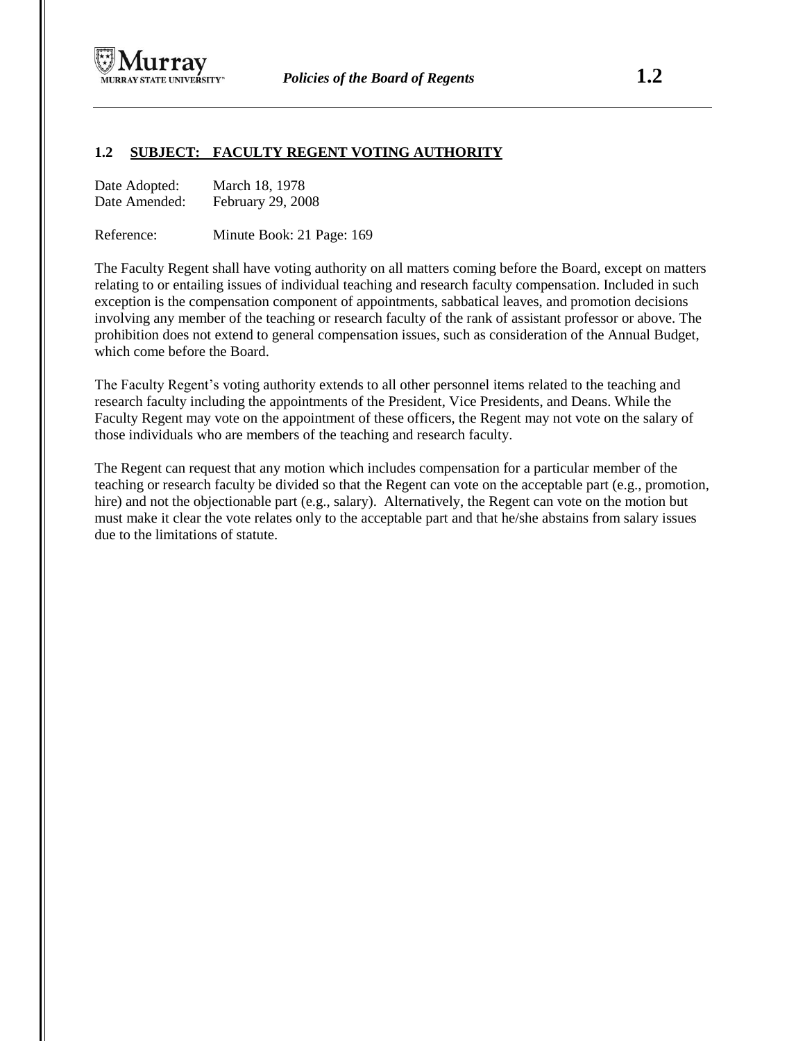## 1.2 SUBJECT: FACULTY REGENT VOTING AUTHORITY

Date Adopted: March 18, 1978
Date Amended: February 29, 2008

Reference: Minute Book: 21 Page: 169

The Faculty Regent shall have voting authority on all matters coming before the Board, except on matters relating to or entailing issues of individual teaching and research faculty compensation. Included in such exception is the compensation component of appointments, sabbatical leaves, and promotion decisions involving any member of the teaching or research faculty of the rank of assistant professor or above. The prohibition does not extend to general compensation issues, such as consideration of the Annual Budget, which come before the Board.

The Faculty Regent's voting authority extends to all other personnel items related to the teaching and research faculty including the appointments of the President, Vice Presidents, and Deans. While the Faculty Regent may vote on the appointment of these officers, the Regent may not vote on the salary of those individuals who are members of the teaching and research faculty.

The Regent can request that any motion which includes compensation for a particular member of the teaching or research faculty be divided so that the Regent can vote on the acceptable part (e.g., promotion, hire) and not the objectionable part (e.g., salary). Alternatively, the Regent can vote on the motion but must make it clear the vote relates only to the acceptable part and that he/she abstains from salary issues due to the limitations of statute.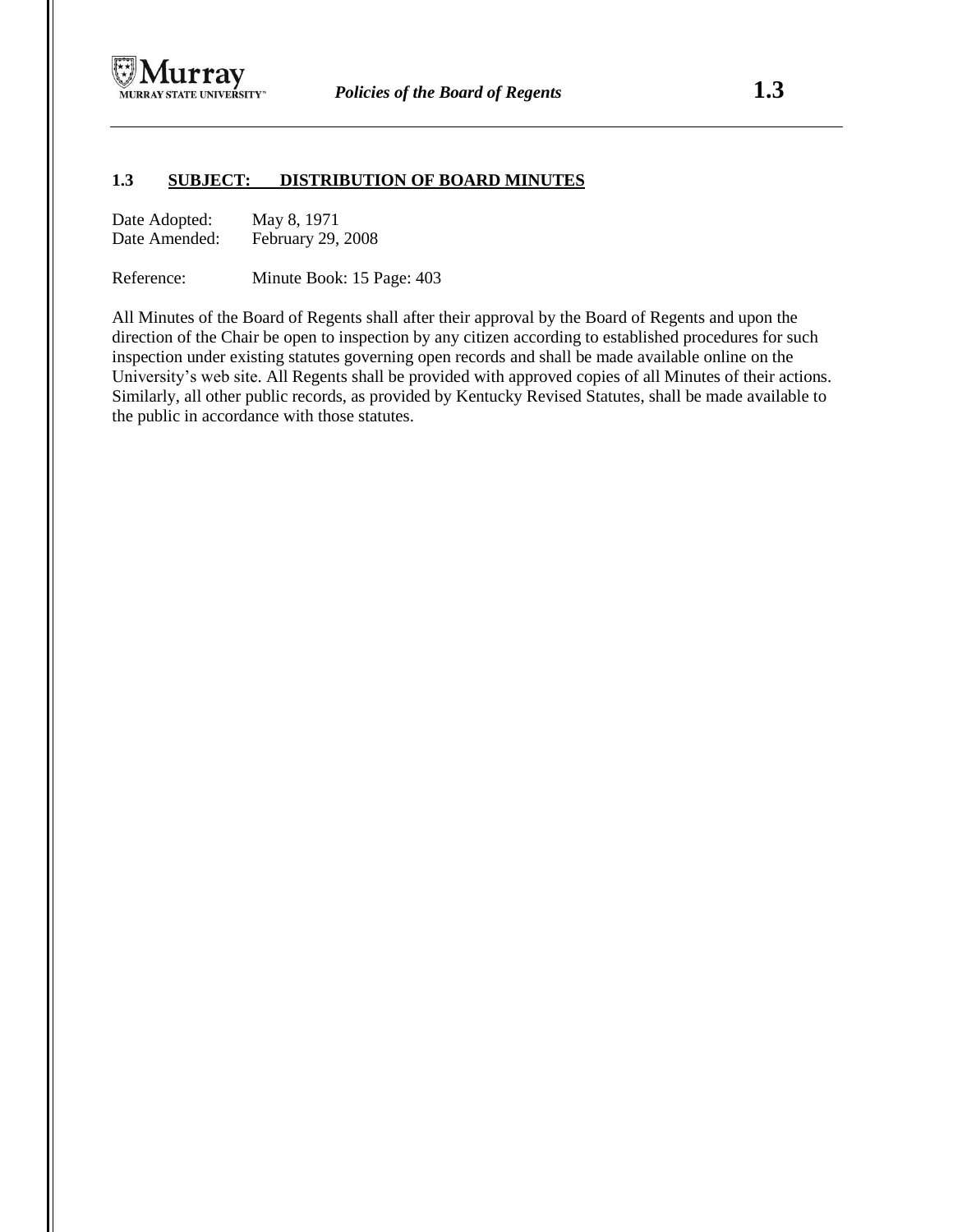## 1.3 SUBJECT: DISTRIBUTION OF BOARD MINUTES

Date Adopted: May 8, 1971
Date Amended: February 29, 2008

Reference: Minute Book: 15 Page: 403

All Minutes of the Board of Regents shall after their approval by the Board of Regents and upon the direction of the Chair be open to inspection by any citizen according to established procedures for such inspection under existing statutes governing open records and shall be made available online on the University's web site. All Regents shall be provided with approved copies of all Minutes of their actions. Similarly, all other public records, as provided by Kentucky Revised Statutes, shall be made available to the public in accordance with those statutes.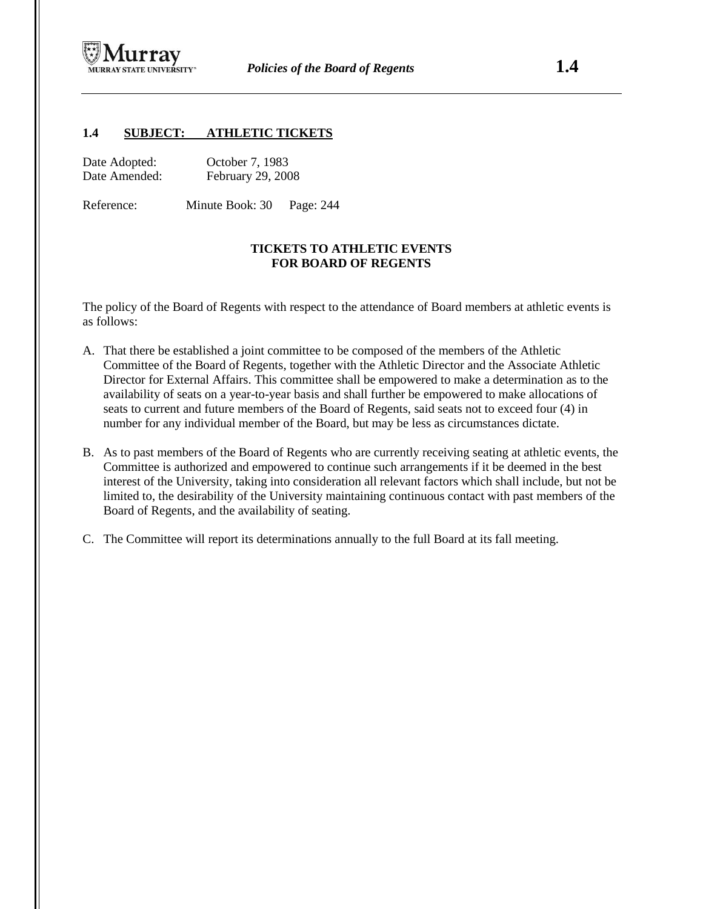## 1.4 SUBJECT: ATHLETIC TICKETS

Date Adopted: October 7, 1983
Date Amended: February 29, 2008

Reference: Minute Book: 30 Page: 244

### TICKETS TO ATHLETIC EVENTS FOR BOARD OF REGENTS

The policy of the Board of Regents with respect to the attendance of Board members at athletic events is as follows:

A. That there be established a joint committee to be composed of the members of the Athletic Committee of the Board of Regents, together with the Athletic Director and the Associate Athletic Director for External Affairs. This committee shall be empowered to make a determination as to the availability of seats on a year-to-year basis and shall further be empowered to make allocations of seats to current and future members of the Board of Regents, said seats not to exceed four (4) in number for any individual member of the Board, but may be less as circumstances dictate.

B. As to past members of the Board of Regents who are currently receiving seating at athletic events, the Committee is authorized and empowered to continue such arrangements if it be deemed in the best interest of the University, taking into consideration all relevant factors which shall include, but not be limited to, the desirability of the University maintaining continuous contact with past members of the Board of Regents, and the availability of seating.

C. The Committee will report its determinations annually to the full Board at its fall meeting.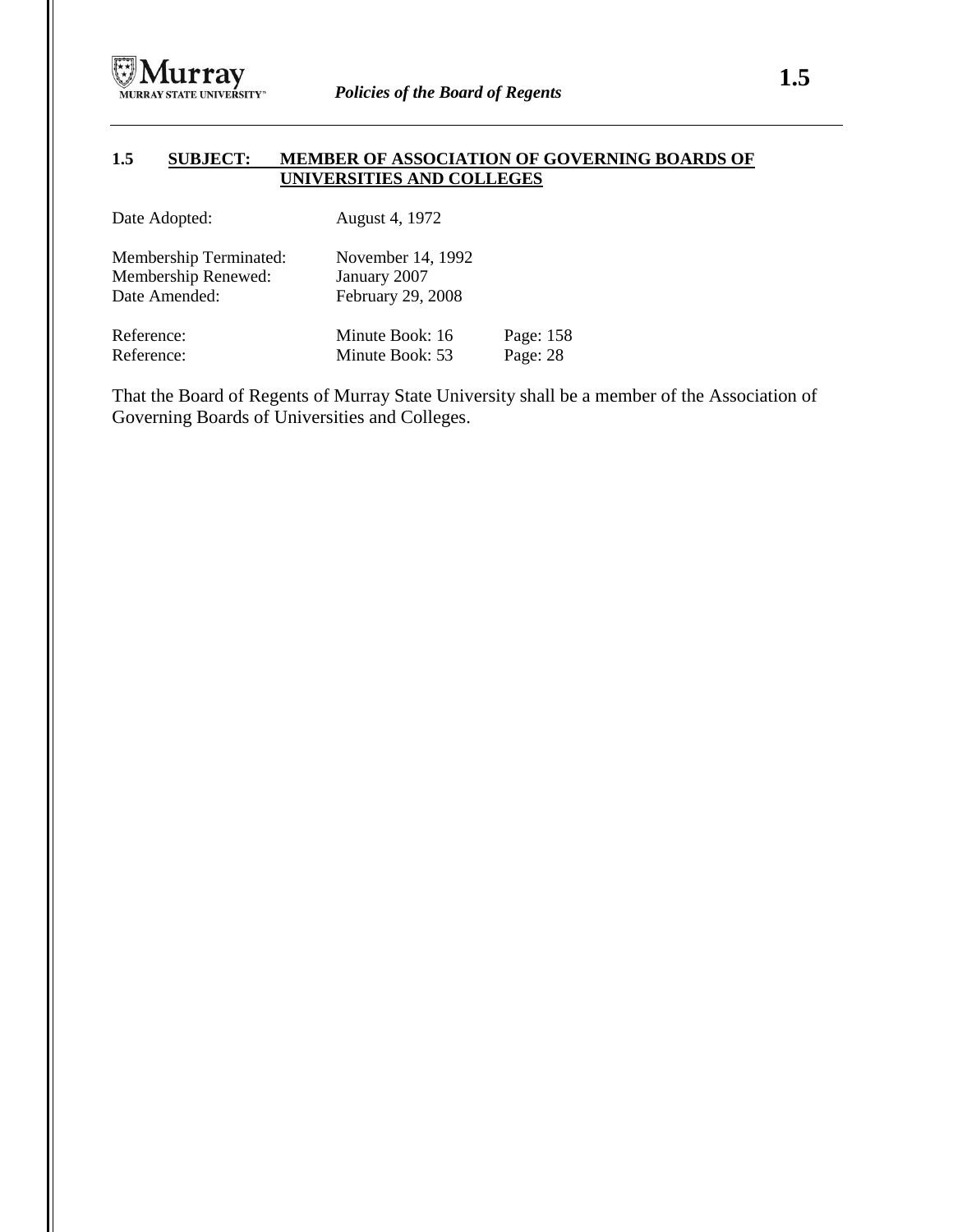## 1.5 SUBJECT: MEMBER OF ASSOCIATION OF GOVERNING BOARDS OF UNIVERSITIES AND COLLEGES

Date Adopted: August 4, 1972

Membership Terminated: November 14, 1992
Membership Renewed: January 2007
Date Amended: February 29, 2008

Reference: Minute Book: 16 Page: 158
Reference: Minute Book: 53 Page: 28

That the Board of Regents of Murray State University shall be a member of the Association of Governing Boards of Universities and Colleges.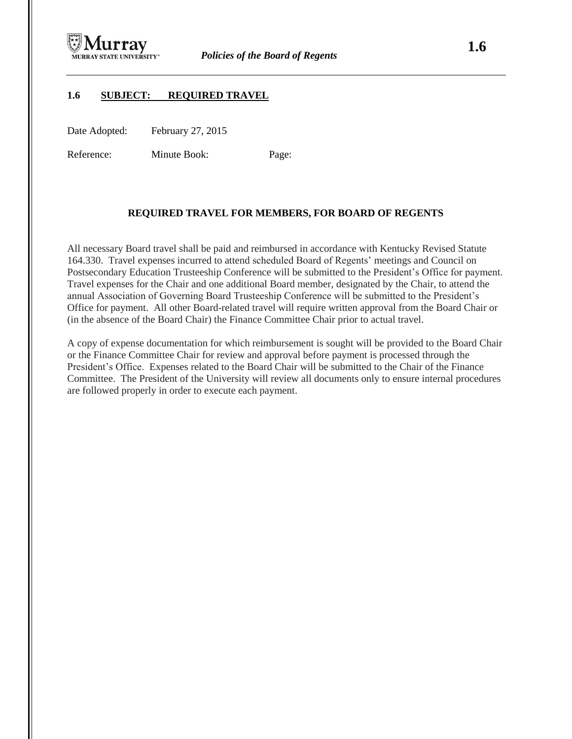## 1.6 SUBJECT: REQUIRED TRAVEL

Date Adopted: February 27, 2015

Reference: Minute Book: Page:

### REQUIRED TRAVEL FOR MEMBERS, FOR BOARD OF REGENTS

All necessary Board travel shall be paid and reimbursed in accordance with Kentucky Revised Statute 164.330. Travel expenses incurred to attend scheduled Board of Regents' meetings and Council on Postsecondary Education Trusteeship Conference will be submitted to the President's Office for payment. Travel expenses for the Chair and one additional Board member, designated by the Chair, to attend the annual Association of Governing Board Trusteeship Conference will be submitted to the President's Office for payment. All other Board-related travel will require written approval from the Board Chair or (in the absence of the Board Chair) the Finance Committee Chair prior to actual travel.

A copy of expense documentation for which reimbursement is sought will be provided to the Board Chair or the Finance Committee Chair for review and approval before payment is processed through the President's Office. Expenses related to the Board Chair will be submitted to the Chair of the Finance Committee. The President of the University will review all documents only to ensure internal procedures are followed properly in order to execute each payment.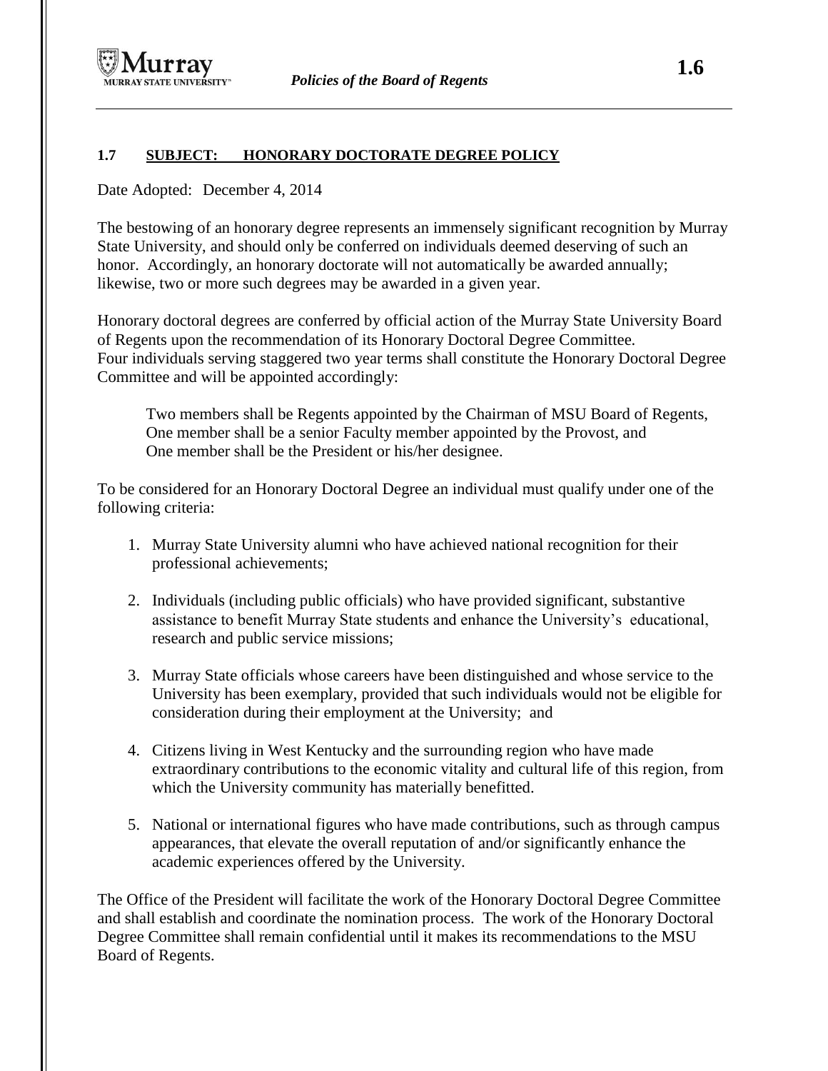## 1.7 SUBJECT: HONORARY DOCTORATE DEGREE POLICY

Date Adopted: December 4, 2014

The bestowing of an honorary degree represents an immensely significant recognition by Murray State University, and should only be conferred on individuals deemed deserving of such an honor. Accordingly, an honorary doctorate will not automatically be awarded annually; likewise, two or more such degrees may be awarded in a given year.

Honorary doctoral degrees are conferred by official action of the Murray State University Board of Regents upon the recommendation of its Honorary Doctoral Degree Committee.
Four individuals serving staggered two year terms shall constitute the Honorary Doctoral Degree Committee and will be appointed accordingly:

Two members shall be Regents appointed by the Chairman of MSU Board of Regents,
One member shall be a senior Faculty member appointed by the Provost, and
One member shall be the President or his/her designee.

To be considered for an Honorary Doctoral Degree an individual must qualify under one of the following criteria:

1. Murray State University alumni who have achieved national recognition for their professional achievements;

2. Individuals (including public officials) who have provided significant, substantive assistance to benefit Murray State students and enhance the University's educational, research and public service missions;

3. Murray State officials whose careers have been distinguished and whose service to the University has been exemplary, provided that such individuals would not be eligible for consideration during their employment at the University; and

4. Citizens living in West Kentucky and the surrounding region who have made extraordinary contributions to the economic vitality and cultural life of this region, from which the University community has materially benefitted.

5. National or international figures who have made contributions, such as through campus appearances, that elevate the overall reputation of and/or significantly enhance the academic experiences offered by the University.

The Office of the President will facilitate the work of the Honorary Doctoral Degree Committee and shall establish and coordinate the nomination process. The work of the Honorary Doctoral Degree Committee shall remain confidential until it makes its recommendations to the MSU Board of Regents.